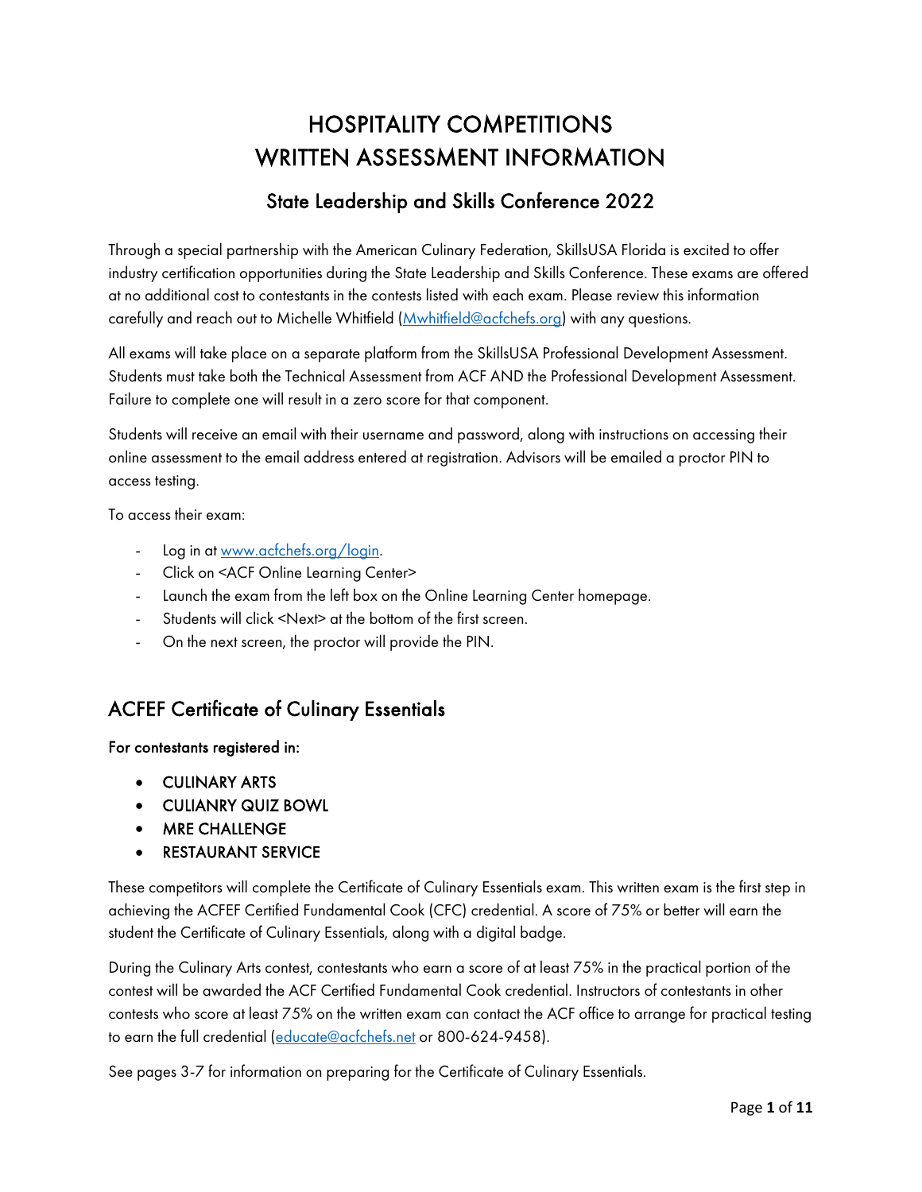# HOSPITALITY COMPETITIONS WRITTEN ASSESSMENT INFORMATION

## State Leadership and Skills Conference 2022

Through a special partnership with the American Culinary Federation, SkillsUSA Florida is excited to offer industry certification opportunities during the State Leadership and Skills Conference. These exams are offered at no additional cost to contestants in the contests listed with each exam. Please review this information carefully and reach out to Michelle Whitfield (Mwhitfield@acfchefs.org) with any questions.

All exams will take place on a separate platform from the SkillsUSA Professional Development Assessment. Students must take both the Technical Assessment from ACF AND the Professional Development Assessment. Failure to complete one will result in a zero score for that component.

Students will receive an email with their username and password, along with instructions on accessing their online assessment to the email address entered at registration. Advisors will be emailed a proctor PIN to access testing.

To access their exam:

- Log in at www.acfchefs.org/login.
- Click on <ACF Online Learning Center>
- Launch the exam from the left box on the Online Learning Center homepage.
- Students will click <Next> at the bottom of the first screen.
- On the next screen, the proctor will provide the PIN.

## ACFEF Certificate of Culinary Essentials

**For contestants registered in:**

- CULINARY ARTS
- CULIANRY QUIZ BOWL
- MRE CHALLENGE
- RESTAURANT SERVICE

These competitors will complete the Certificate of Culinary Essentials exam. This written exam is the first step in achieving the ACFEF Certified Fundamental Cook (CFC) credential. A score of 75% or better will earn the student the Certificate of Culinary Essentials, along with a digital badge.

During the Culinary Arts contest, contestants who earn a score of at least 75% in the practical portion of the contest will be awarded the ACF Certified Fundamental Cook credential. Instructors of contestants in other contests who score at least 75% on the written exam can contact the ACF office to arrange for practical testing to earn the full credential (educate@acfchefs.net or 800-624-9458).

See pages 3-7 for information on preparing for the Certificate of Culinary Essentials.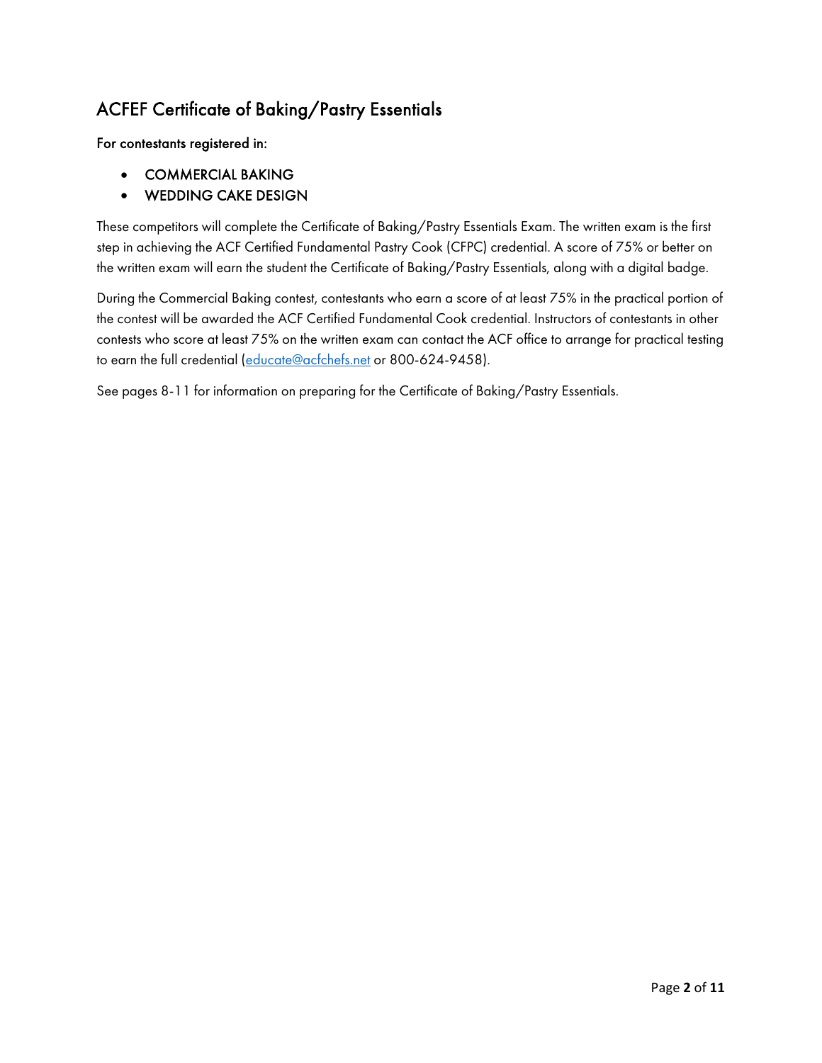## ACFEF Certificate of Baking/Pastry Essentials

**For contestants registered in:**

- COMMERCIAL BAKING
- WEDDING CAKE DESIGN

These competitors will complete the Certificate of Baking/Pastry Essentials Exam. The written exam is the first step in achieving the ACF Certified Fundamental Pastry Cook (CFPC) credential. A score of 75% or better on the written exam will earn the student the Certificate of Baking/Pastry Essentials, along with a digital badge.

During the Commercial Baking contest, contestants who earn a score of at least 75% in the practical portion of the contest will be awarded the ACF Certified Fundamental Cook credential. Instructors of contestants in other contests who score at least 75% on the written exam can contact the ACF office to arrange for practical testing to earn the full credential (educate@acfchefs.net or 800-624-9458).

See pages 8-11 for information on preparing for the Certificate of Baking/Pastry Essentials.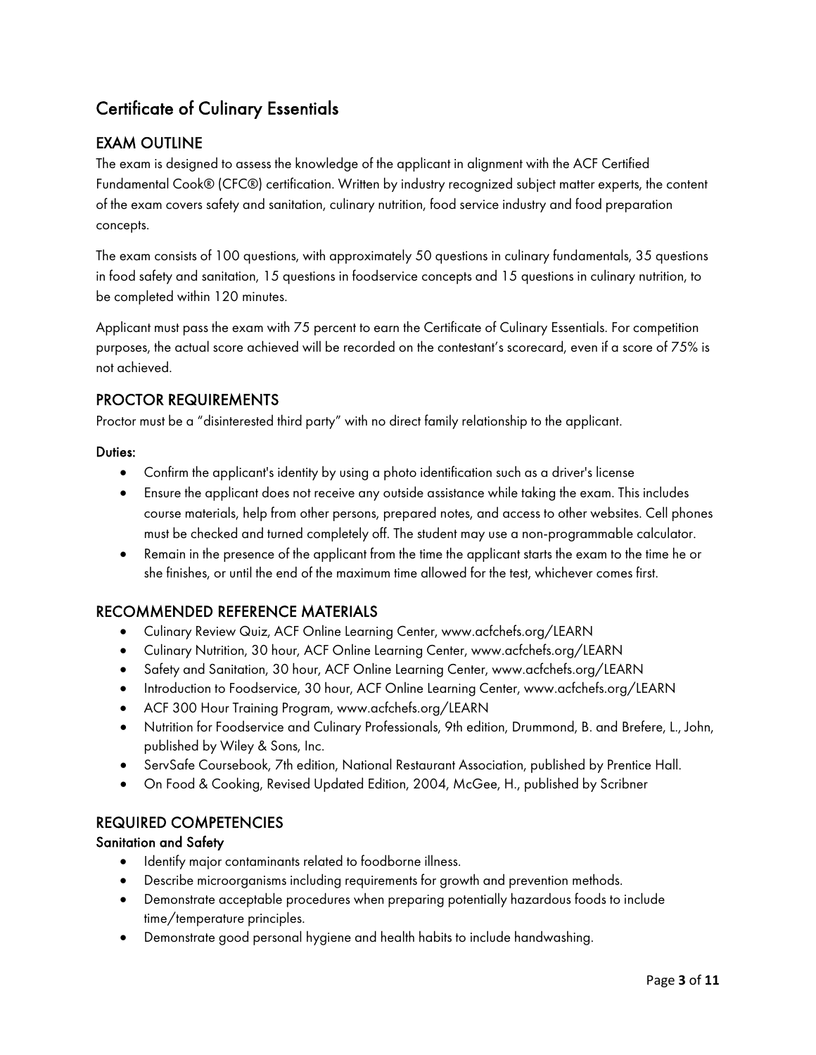## Certificate of Culinary Essentials

### EXAM OUTLINE

The exam is designed to assess the knowledge of the applicant in alignment with the ACF Certified Fundamental Cook® (CFC®) certification. Written by industry recognized subject matter experts, the content of the exam covers safety and sanitation, culinary nutrition, food service industry and food preparation concepts.

The exam consists of 100 questions, with approximately 50 questions in culinary fundamentals, 35 questions in food safety and sanitation, 15 questions in foodservice concepts and 15 questions in culinary nutrition, to be completed within 120 minutes.

Applicant must pass the exam with 75 percent to earn the Certificate of Culinary Essentials. For competition purposes, the actual score achieved will be recorded on the contestant's scorecard, even if a score of 75% is not achieved.

### PROCTOR REQUIREMENTS

Proctor must be a "disinterested third party" with no direct family relationship to the applicant.

#### Duties:

- Confirm the applicant's identity by using a photo identification such as a driver's license
- Ensure the applicant does not receive any outside assistance while taking the exam. This includes course materials, help from other persons, prepared notes, and access to other websites. Cell phones must be checked and turned completely off. The student may use a non-programmable calculator.
- Remain in the presence of the applicant from the time the applicant starts the exam to the time he or she finishes, or until the end of the maximum time allowed for the test, whichever comes first.

### RECOMMENDED REFERENCE MATERIALS

- Culinary Review Quiz, ACF Online Learning Center, www.acfchefs.org/LEARN
- Culinary Nutrition, 30 hour, ACF Online Learning Center, www.acfchefs.org/LEARN
- Safety and Sanitation, 30 hour, ACF Online Learning Center, www.acfchefs.org/LEARN
- Introduction to Foodservice, 30 hour, ACF Online Learning Center, www.acfchefs.org/LEARN
- ACF 300 Hour Training Program, www.acfchefs.org/LEARN
- Nutrition for Foodservice and Culinary Professionals, 9th edition, Drummond, B. and Brefere, L., John, published by Wiley & Sons, Inc.
- ServSafe Coursebook, 7th edition, National Restaurant Association, published by Prentice Hall.
- On Food & Cooking, Revised Updated Edition, 2004, McGee, H., published by Scribner

### REQUIRED COMPETENCIES

#### Sanitation and Safety

- Identify major contaminants related to foodborne illness.
- Describe microorganisms including requirements for growth and prevention methods.
- Demonstrate acceptable procedures when preparing potentially hazardous foods to include time/temperature principles.
- Demonstrate good personal hygiene and health habits to include handwashing.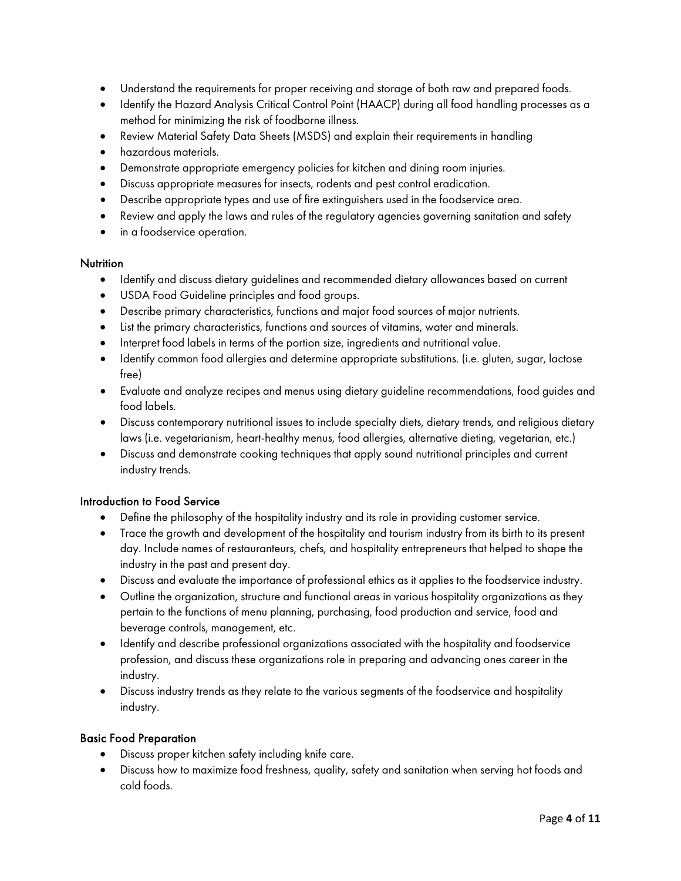- Understand the requirements for proper receiving and storage of both raw and prepared foods.
- Identify the Hazard Analysis Critical Control Point (HAACP) during all food handling processes as a method for minimizing the risk of foodborne illness.
- Review Material Safety Data Sheets (MSDS) and explain their requirements in handling
- hazardous materials.
- Demonstrate appropriate emergency policies for kitchen and dining room injuries.
- Discuss appropriate measures for insects, rodents and pest control eradication.
- Describe appropriate types and use of fire extinguishers used in the foodservice area.
- Review and apply the laws and rules of the regulatory agencies governing sanitation and safety
- in a foodservice operation.

### Nutrition

- Identify and discuss dietary guidelines and recommended dietary allowances based on current
- USDA Food Guideline principles and food groups.
- Describe primary characteristics, functions and major food sources of major nutrients.
- List the primary characteristics, functions and sources of vitamins, water and minerals.
- Interpret food labels in terms of the portion size, ingredients and nutritional value.
- Identify common food allergies and determine appropriate substitutions. (i.e. gluten, sugar, lactose free)
- Evaluate and analyze recipes and menus using dietary guideline recommendations, food guides and food labels.
- Discuss contemporary nutritional issues to include specialty diets, dietary trends, and religious dietary laws (i.e. vegetarianism, heart-healthy menus, food allergies, alternative dieting, vegetarian, etc.)
- Discuss and demonstrate cooking techniques that apply sound nutritional principles and current industry trends.

### Introduction to Food Service

- Define the philosophy of the hospitality industry and its role in providing customer service.
- Trace the growth and development of the hospitality and tourism industry from its birth to its present day. Include names of restauranteurs, chefs, and hospitality entrepreneurs that helped to shape the industry in the past and present day.
- Discuss and evaluate the importance of professional ethics as it applies to the foodservice industry.
- Outline the organization, structure and functional areas in various hospitality organizations as they pertain to the functions of menu planning, purchasing, food production and service, food and beverage controls, management, etc.
- Identify and describe professional organizations associated with the hospitality and foodservice profession, and discuss these organizations role in preparing and advancing ones career in the industry.
- Discuss industry trends as they relate to the various segments of the foodservice and hospitality industry.

### Basic Food Preparation

- Discuss proper kitchen safety including knife care.
- Discuss how to maximize food freshness, quality, safety and sanitation when serving hot foods and cold foods.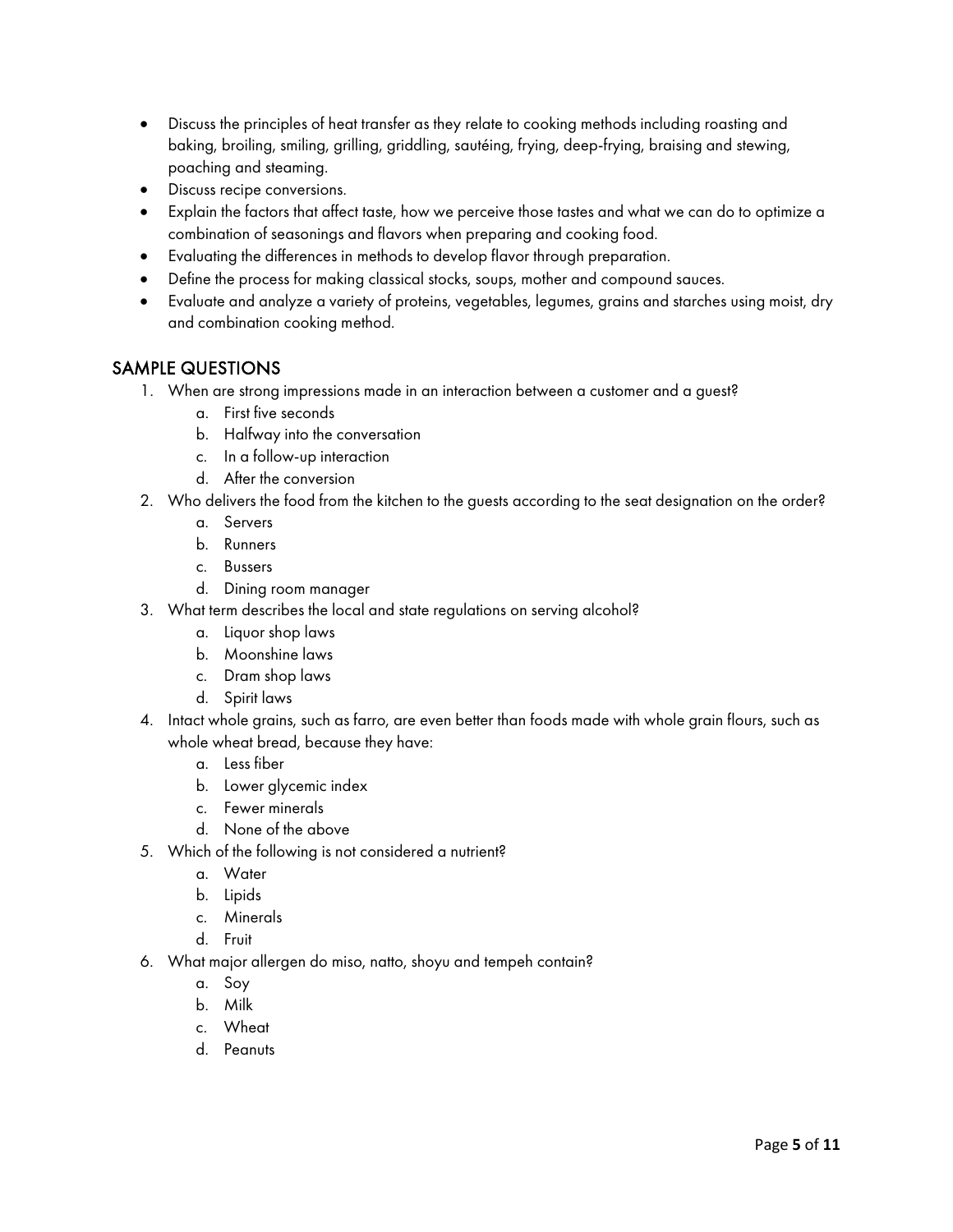- Discuss the principles of heat transfer as they relate to cooking methods including roasting and baking, broiling, smiling, grilling, griddling, sautéing, frying, deep-frying, braising and stewing, poaching and steaming.
- Discuss recipe conversions.
- Explain the factors that affect taste, how we perceive those tastes and what we can do to optimize a combination of seasonings and flavors when preparing and cooking food.
- Evaluating the differences in methods to develop flavor through preparation.
- Define the process for making classical stocks, soups, mother and compound sauces.
- Evaluate and analyze a variety of proteins, vegetables, legumes, grains and starches using moist, dry and combination cooking method.

## SAMPLE QUESTIONS

1. When are strong impressions made in an interaction between a customer and a guest?
   a. First five seconds
   b. Halfway into the conversation
   c. In a follow-up interaction
   d. After the conversion
2. Who delivers the food from the kitchen to the guests according to the seat designation on the order?
   a. Servers
   b. Runners
   c. Bussers
   d. Dining room manager
3. What term describes the local and state regulations on serving alcohol?
   a. Liquor shop laws
   b. Moonshine laws
   c. Dram shop laws
   d. Spirit laws
4. Intact whole grains, such as farro, are even better than foods made with whole grain flours, such as whole wheat bread, because they have:
   a. Less fiber
   b. Lower glycemic index
   c. Fewer minerals
   d. None of the above
5. Which of the following is not considered a nutrient?
   a. Water
   b. Lipids
   c. Minerals
   d. Fruit
6. What major allergen do miso, natto, shoyu and tempeh contain?
   a. Soy
   b. Milk
   c. Wheat
   d. Peanuts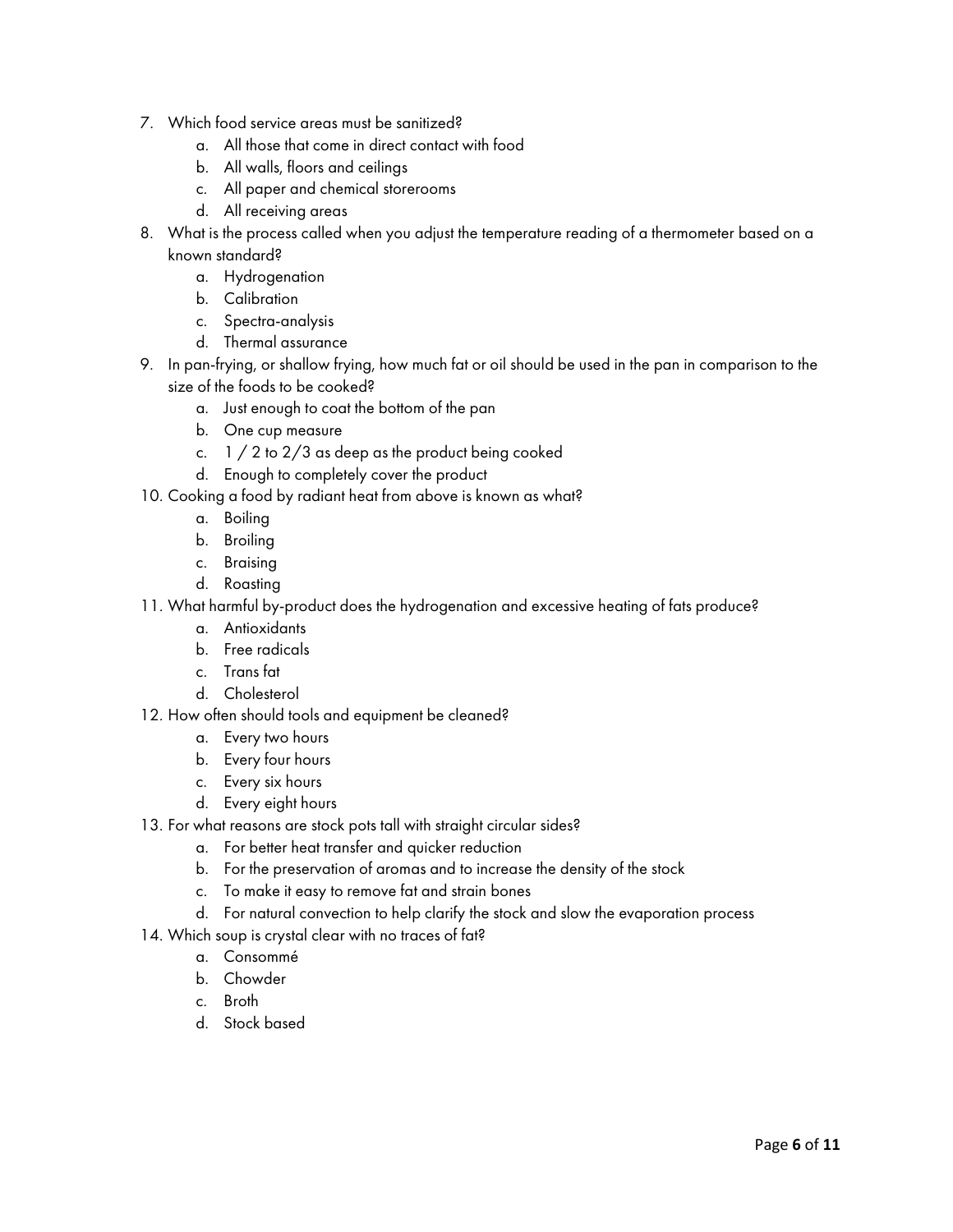7. Which food service areas must be sanitized?
    a. All those that come in direct contact with food
    b. All walls, floors and ceilings
    c. All paper and chemical storerooms
    d. All receiving areas
8. What is the process called when you adjust the temperature reading of a thermometer based on a known standard?
    a. Hydrogenation
    b. Calibration
    c. Spectra-analysis
    d. Thermal assurance
9. In pan-frying, or shallow frying, how much fat or oil should be used in the pan in comparison to the size of the foods to be cooked?
    a. Just enough to coat the bottom of the pan
    b. One cup measure
    c. 1 / 2 to 2/3 as deep as the product being cooked
    d. Enough to completely cover the product
10. Cooking a food by radiant heat from above is known as what?
    a. Boiling
    b. Broiling
    c. Braising
    d. Roasting
11. What harmful by-product does the hydrogenation and excessive heating of fats produce?
    a. Antioxidants
    b. Free radicals
    c. Trans fat
    d. Cholesterol
12. How often should tools and equipment be cleaned?
    a. Every two hours
    b. Every four hours
    c. Every six hours
    d. Every eight hours
13. For what reasons are stock pots tall with straight circular sides?
    a. For better heat transfer and quicker reduction
    b. For the preservation of aromas and to increase the density of the stock
    c. To make it easy to remove fat and strain bones
    d. For natural convection to help clarify the stock and slow the evaporation process
14. Which soup is crystal clear with no traces of fat?
    a. Consommé
    b. Chowder
    c. Broth
    d. Stock based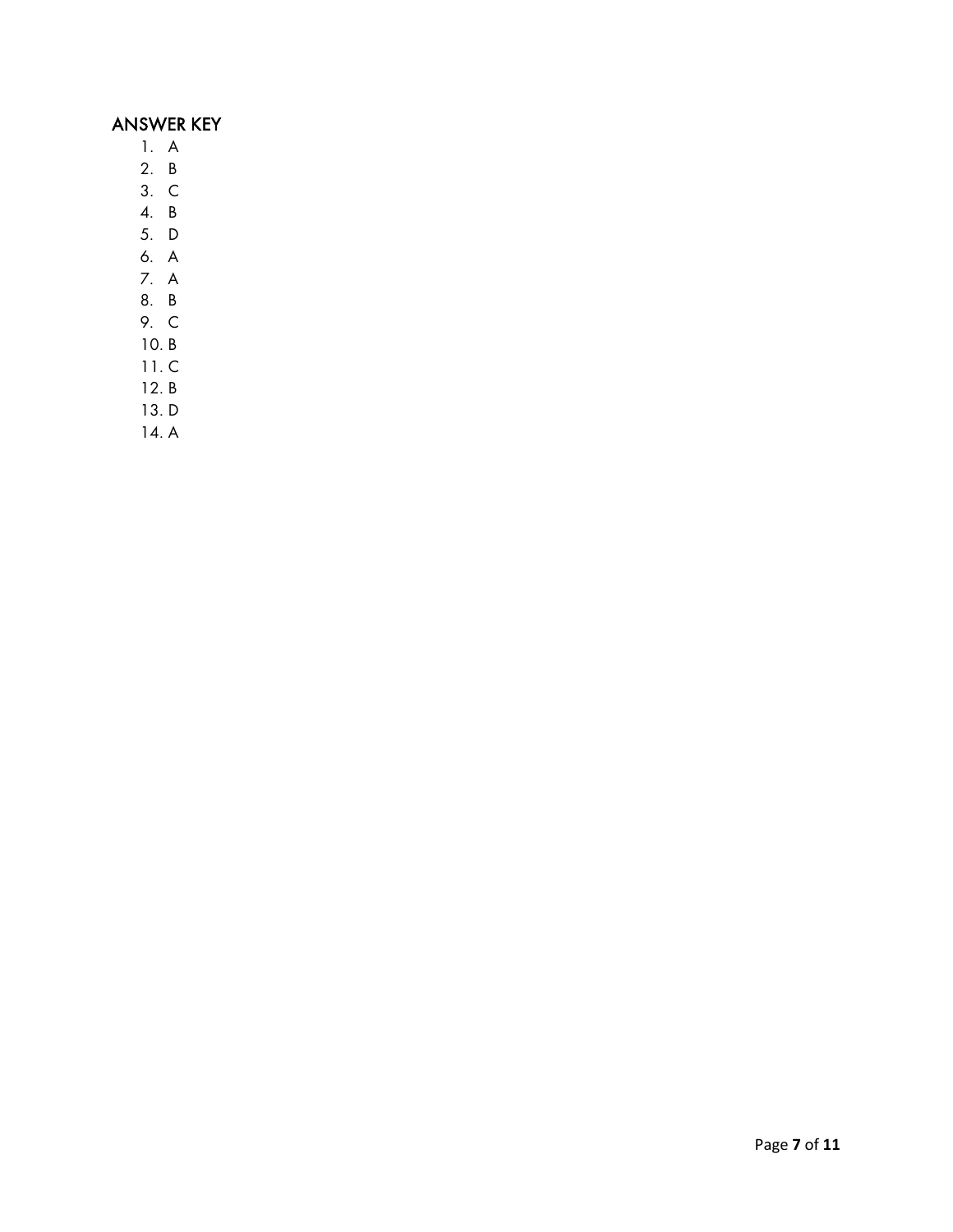## ANSWER KEY

1. A
2. B
3. C
4. B
5. D
6. A
7. A
8. B
9. C
10. B
11. C
12. B
13. D
14. A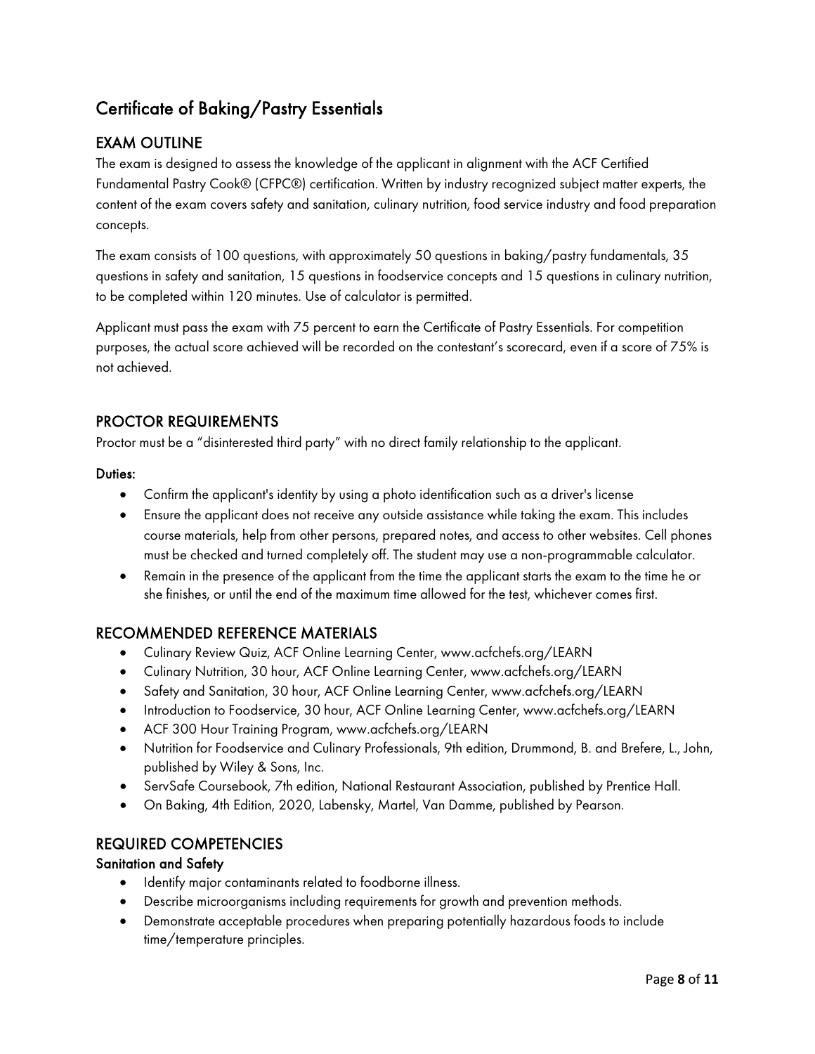# Certificate of Baking/Pastry Essentials

## EXAM OUTLINE

The exam is designed to assess the knowledge of the applicant in alignment with the ACF Certified Fundamental Pastry Cook® (CFPC®) certification. Written by industry recognized subject matter experts, the content of the exam covers safety and sanitation, culinary nutrition, food service industry and food preparation concepts.

The exam consists of 100 questions, with approximately 50 questions in baking/pastry fundamentals, 35 questions in safety and sanitation, 15 questions in foodservice concepts and 15 questions in culinary nutrition, to be completed within 120 minutes. Use of calculator is permitted.

Applicant must pass the exam with 75 percent to earn the Certificate of Pastry Essentials. For competition purposes, the actual score achieved will be recorded on the contestant's scorecard, even if a score of 75% is not achieved.

## PROCTOR REQUIREMENTS

Proctor must be a "disinterested third party" with no direct family relationship to the applicant.

### Duties:

- Confirm the applicant's identity by using a photo identification such as a driver's license
- Ensure the applicant does not receive any outside assistance while taking the exam. This includes course materials, help from other persons, prepared notes, and access to other websites. Cell phones must be checked and turned completely off. The student may use a non-programmable calculator.
- Remain in the presence of the applicant from the time the applicant starts the exam to the time he or she finishes, or until the end of the maximum time allowed for the test, whichever comes first.

## RECOMMENDED REFERENCE MATERIALS

- Culinary Review Quiz, ACF Online Learning Center, www.acfchefs.org/LEARN
- Culinary Nutrition, 30 hour, ACF Online Learning Center, www.acfchefs.org/LEARN
- Safety and Sanitation, 30 hour, ACF Online Learning Center, www.acfchefs.org/LEARN
- Introduction to Foodservice, 30 hour, ACF Online Learning Center, www.acfchefs.org/LEARN
- ACF 300 Hour Training Program, www.acfchefs.org/LEARN
- Nutrition for Foodservice and Culinary Professionals, 9th edition, Drummond, B. and Brefere, L., John, published by Wiley & Sons, Inc.
- ServSafe Coursebook, 7th edition, National Restaurant Association, published by Prentice Hall.
- On Baking, 4th Edition, 2020, Labensky, Martel, Van Damme, published by Pearson.

## REQUIRED COMPETENCIES

### Sanitation and Safety

- Identify major contaminants related to foodborne illness.
- Describe microorganisms including requirements for growth and prevention methods.
- Demonstrate acceptable procedures when preparing potentially hazardous foods to include time/temperature principles.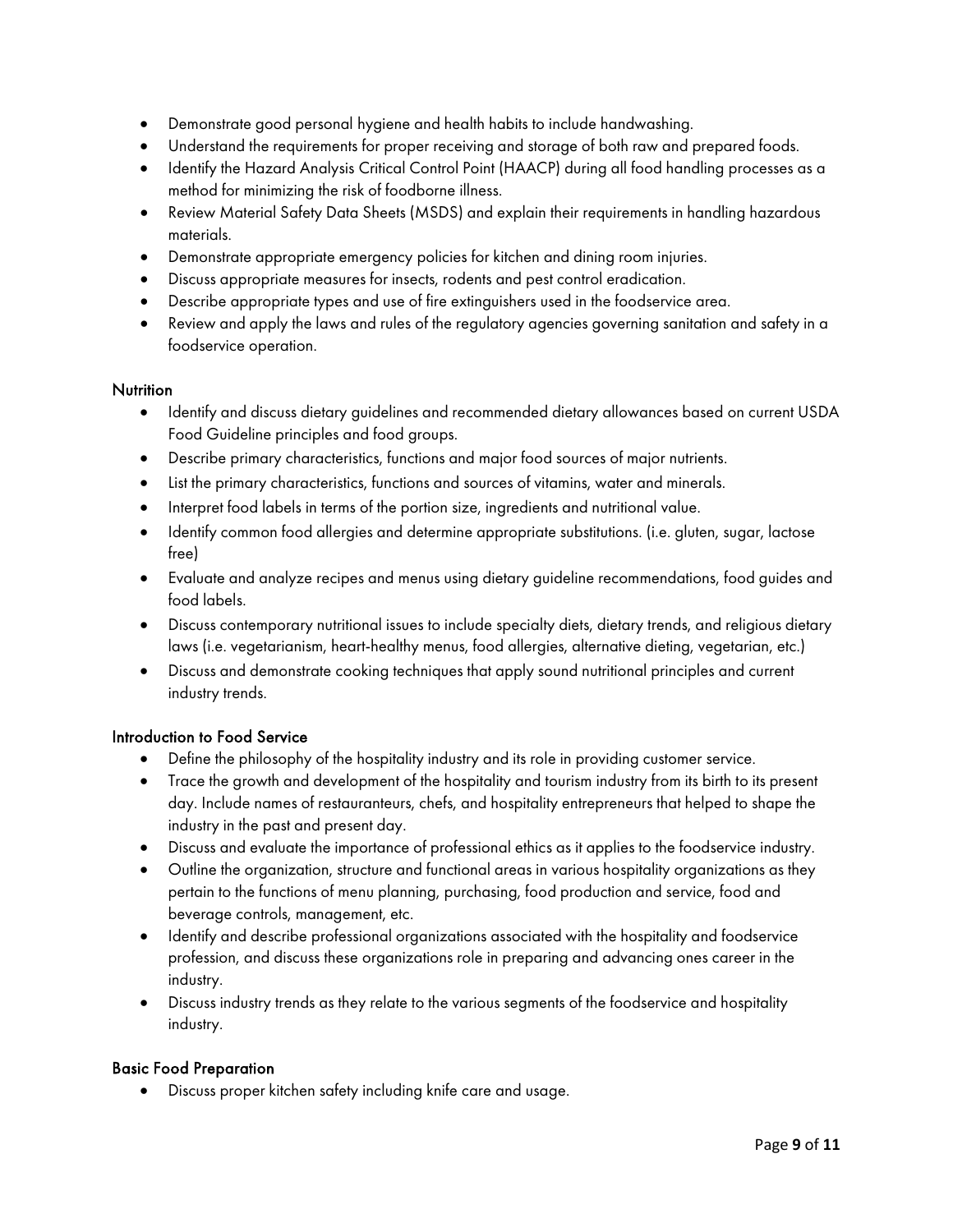- Demonstrate good personal hygiene and health habits to include handwashing.
- Understand the requirements for proper receiving and storage of both raw and prepared foods.
- Identify the Hazard Analysis Critical Control Point (HAACP) during all food handling processes as a method for minimizing the risk of foodborne illness.
- Review Material Safety Data Sheets (MSDS) and explain their requirements in handling hazardous materials.
- Demonstrate appropriate emergency policies for kitchen and dining room injuries.
- Discuss appropriate measures for insects, rodents and pest control eradication.
- Describe appropriate types and use of fire extinguishers used in the foodservice area.
- Review and apply the laws and rules of the regulatory agencies governing sanitation and safety in a foodservice operation.

### Nutrition

- Identify and discuss dietary guidelines and recommended dietary allowances based on current USDA Food Guideline principles and food groups.
- Describe primary characteristics, functions and major food sources of major nutrients.
- List the primary characteristics, functions and sources of vitamins, water and minerals.
- Interpret food labels in terms of the portion size, ingredients and nutritional value.
- Identify common food allergies and determine appropriate substitutions. (i.e. gluten, sugar, lactose free)
- Evaluate and analyze recipes and menus using dietary guideline recommendations, food guides and food labels.
- Discuss contemporary nutritional issues to include specialty diets, dietary trends, and religious dietary laws (i.e. vegetarianism, heart-healthy menus, food allergies, alternative dieting, vegetarian, etc.)
- Discuss and demonstrate cooking techniques that apply sound nutritional principles and current industry trends.

### Introduction to Food Service

- Define the philosophy of the hospitality industry and its role in providing customer service.
- Trace the growth and development of the hospitality and tourism industry from its birth to its present day. Include names of restauranteurs, chefs, and hospitality entrepreneurs that helped to shape the industry in the past and present day.
- Discuss and evaluate the importance of professional ethics as it applies to the foodservice industry.
- Outline the organization, structure and functional areas in various hospitality organizations as they pertain to the functions of menu planning, purchasing, food production and service, food and beverage controls, management, etc.
- Identify and describe professional organizations associated with the hospitality and foodservice profession, and discuss these organizations role in preparing and advancing ones career in the industry.
- Discuss industry trends as they relate to the various segments of the foodservice and hospitality industry.

### Basic Food Preparation

- Discuss proper kitchen safety including knife care and usage.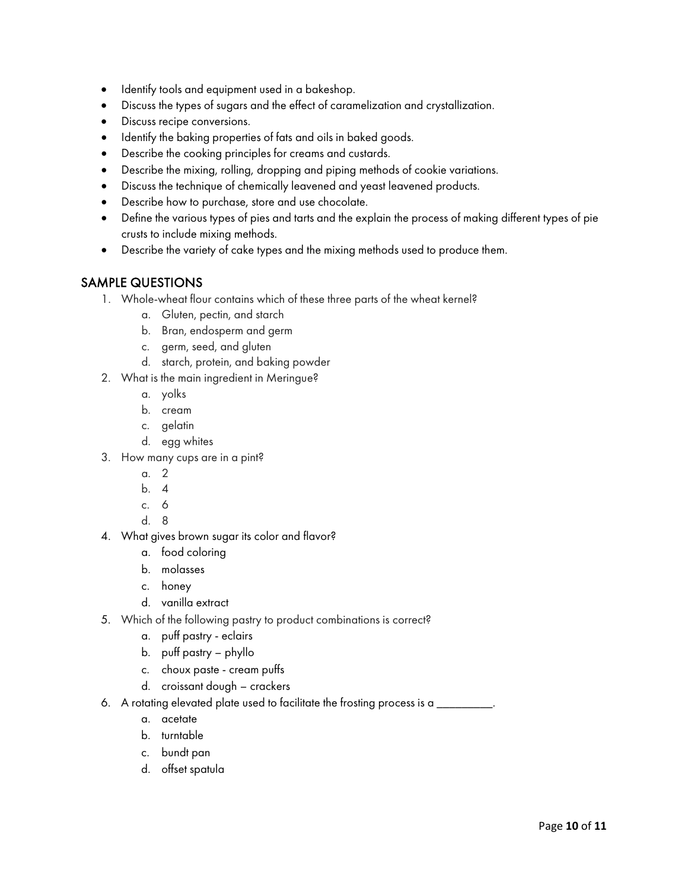- Identify tools and equipment used in a bakeshop.
- Discuss the types of sugars and the effect of caramelization and crystallization.
- Discuss recipe conversions.
- Identify the baking properties of fats and oils in baked goods.
- Describe the cooking principles for creams and custards.
- Describe the mixing, rolling, dropping and piping methods of cookie variations.
- Discuss the technique of chemically leavened and yeast leavened products.
- Describe how to purchase, store and use chocolate.
- Define the various types of pies and tarts and the explain the process of making different types of pie crusts to include mixing methods.
- Describe the variety of cake types and the mixing methods used to produce them.

## SAMPLE QUESTIONS

1. Whole-wheat flour contains which of these three parts of the wheat kernel?
   a. Gluten, pectin, and starch
   b. Bran, endosperm and germ
   c. germ, seed, and gluten
   d. starch, protein, and baking powder
2. What is the main ingredient in Meringue?
   a. yolks
   b. cream
   c. gelatin
   d. egg whites
3. How many cups are in a pint?
   a. 2
   b. 4
   c. 6
   d. 8
4. What gives brown sugar its color and flavor?
   a. food coloring
   b. molasses
   c. honey
   d. vanilla extract
5. Which of the following pastry to product combinations is correct?
   a. puff pastry - eclairs
   b. puff pastry – phyllo
   c. choux paste - cream puffs
   d. croissant dough – crackers
6. A rotating elevated plate used to facilitate the frosting process is a _________.
   a. acetate
   b. turntable
   c. bundt pan
   d. offset spatula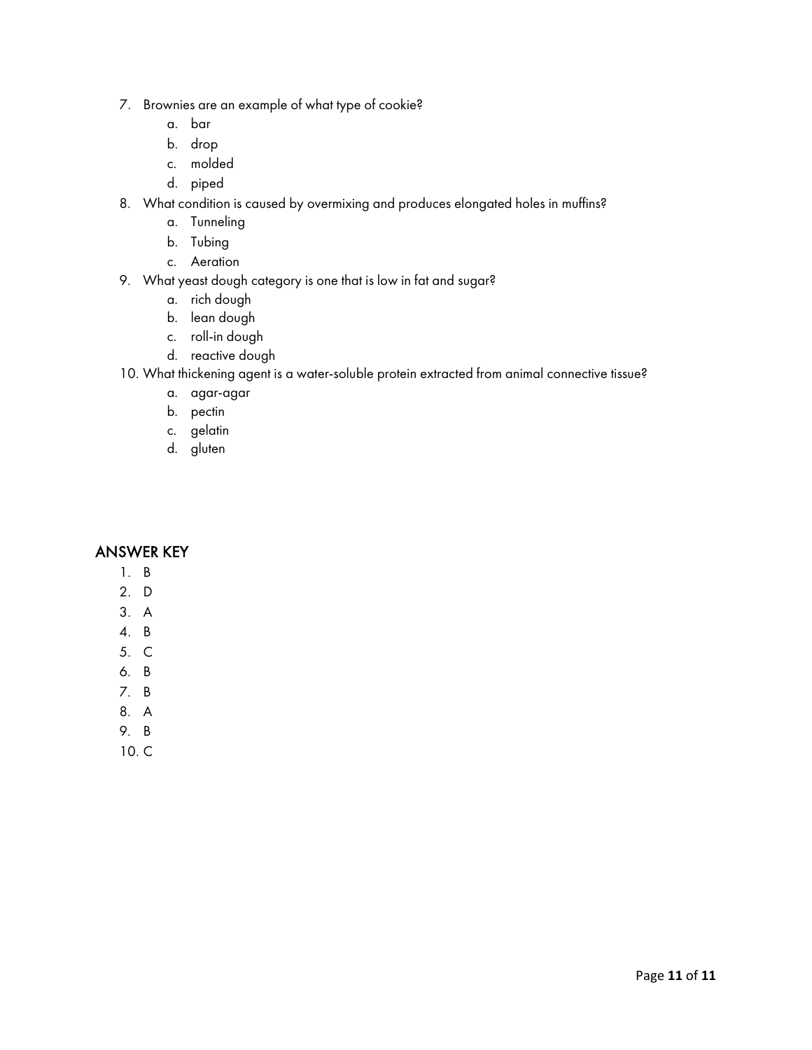7. Brownies are an example of what type of cookie?
    a. bar
    b. drop
    c. molded
    d. piped
8. What condition is caused by overmixing and produces elongated holes in muffins?
    a. Tunneling
    b. Tubing
    c. Aeration
9. What yeast dough category is one that is low in fat and sugar?
    a. rich dough
    b. lean dough
    c. roll-in dough
    d. reactive dough
10. What thickening agent is a water-soluble protein extracted from animal connective tissue?
    a. agar-agar
    b. pectin
    c. gelatin
    d. gluten

## ANSWER KEY

1. B
2. D
3. A
4. B
5. C
6. B
7. B
8. A
9. B
10. C